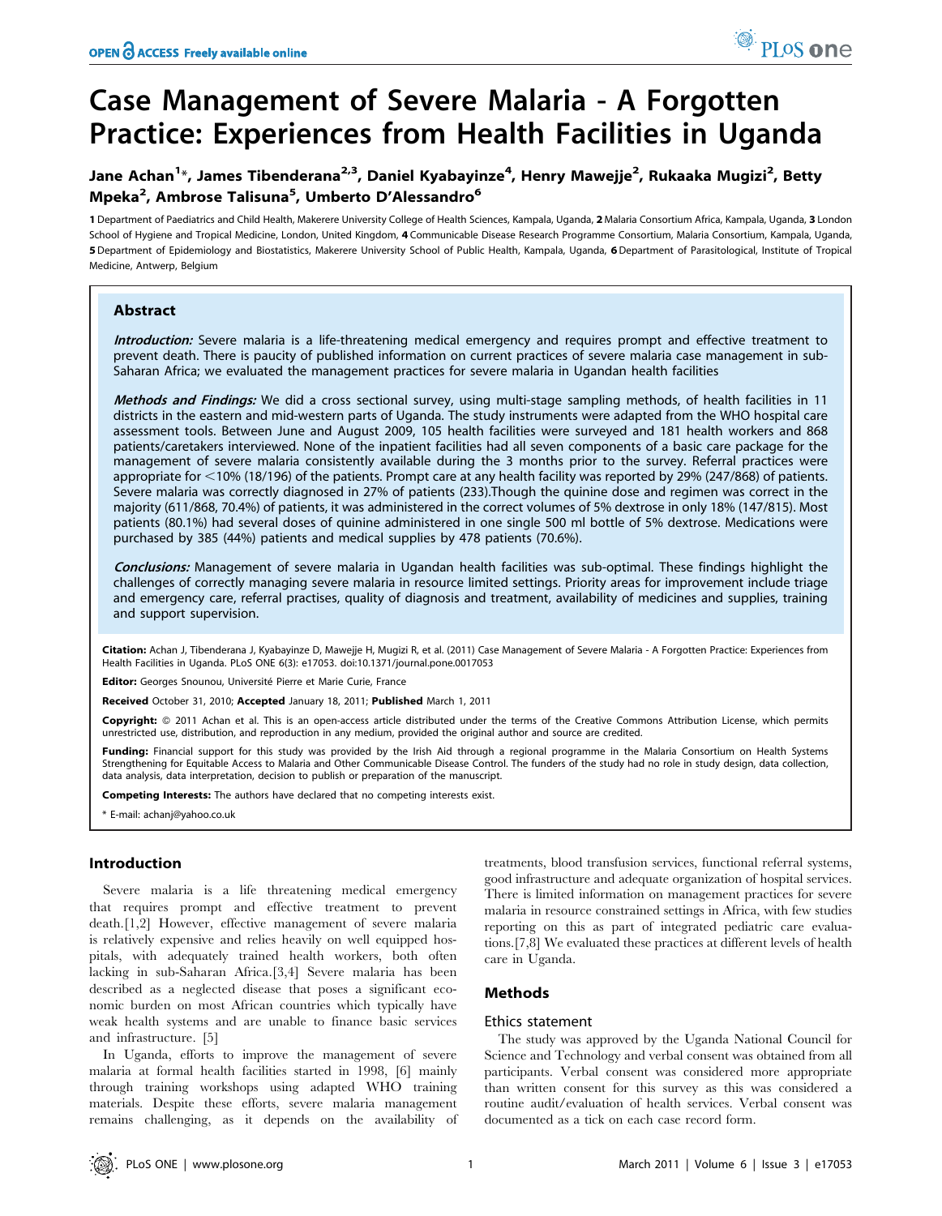# Case Management of Severe Malaria - A Forgotten Practice: Experiences from Health Facilities in Uganda

Jane Achan[1]*, James Tibenderana[2,3], Daniel Kyabayinze[4], Henry Mawejje[2], Rukaaka Mugizi[2], Betty Mpeka[2], Ambrose Talisuna[5], Umberto D'Alessandro[6]

1 Department of Paediatrics and Child Health, Makerere University College of Health Sciences, Kampala, Uganda, 2 Malaria Consortium Africa, Kampala, Uganda, 3 London School of Hygiene and Tropical Medicine, London, United Kingdom, 4 Communicable Disease Research Programme Consortium, Malaria Consortium, Kampala, Uganda, 5 Department of Epidemiology and Biostatistics, Makerere University School of Public Health, Kampala, Uganda, 6 Department of Parasitological, Institute of Tropical Medicine, Antwerp, Belgium

## Abstract

***Introduction:*** Severe malaria is a life-threatening medical emergency and requires prompt and effective treatment to prevent death. There is paucity of published information on current practices of severe malaria case management in sub-Saharan Africa; we evaluated the management practices for severe malaria in Ugandan health facilities

***Methods and Findings:*** We did a cross sectional survey, using multi-stage sampling methods, of health facilities in 11 districts in the eastern and mid-western parts of Uganda. The study instruments were adapted from the WHO hospital care assessment tools. Between June and August 2009, 105 health facilities were surveyed and 181 health workers and 868 patients/caretakers interviewed. None of the inpatient facilities had all seven components of a basic care package for the management of severe malaria consistently available during the 3 months prior to the survey. Referral practices were appropriate for <10% (18/196) of the patients. Prompt care at any health facility was reported by 29% (247/868) of patients. Severe malaria was correctly diagnosed in 27% of patients (233).Though the quinine dose and regimen was correct in the majority (611/868, 70.4%) of patients, it was administered in the correct volumes of 5% dextrose in only 18% (147/815). Most patients (80.1%) had several doses of quinine administered in one single 500 ml bottle of 5% dextrose. Medications were purchased by 385 (44%) patients and medical supplies by 478 patients (70.6%).

***Conclusions:*** Management of severe malaria in Ugandan health facilities was sub-optimal. These findings highlight the challenges of correctly managing severe malaria in resource limited settings. Priority areas for improvement include triage and emergency care, referral practises, quality of diagnosis and treatment, availability of medicines and supplies, training and support supervision.

**Citation:** Achan J, Tibenderana J, Kyabayinze D, Mawejje H, Mugizi R, et al. (2011) Case Management of Severe Malaria - A Forgotten Practice: Experiences from Health Facilities in Uganda. PLoS ONE 6(3): e17053. doi:10.1371/journal.pone.0017053

**Editor:** Georges Snounou, Université Pierre et Marie Curie, France

**Received** October 31, 2010; **Accepted** January 18, 2011; **Published** March 1, 2011

**Copyright:** © 2011 Achan et al. This is an open-access article distributed under the terms of the Creative Commons Attribution License, which permits unrestricted use, distribution, and reproduction in any medium, provided the original author and source are credited.

**Funding:** Financial support for this study was provided by the Irish Aid through a regional programme in the Malaria Consortium on Health Systems Strengthening for Equitable Access to Malaria and Other Communicable Disease Control. The funders of the study had no role in study design, data collection, data analysis, data interpretation, decision to publish or preparation of the manuscript.

**Competing Interests:** The authors have declared that no competing interests exist.

\* E-mail: achanj@yahoo.co.uk

## Introduction

Severe malaria is a life threatening medical emergency that requires prompt and effective treatment to prevent death.[1,2] However, effective management of severe malaria is relatively expensive and relies heavily on well equipped hospitals, with adequately trained health workers, both often lacking in sub-Saharan Africa.[3,4] Severe malaria has been described as a neglected disease that poses a significant economic burden on most African countries which typically have weak health systems and are unable to finance basic services and infrastructure. [5]

In Uganda, efforts to improve the management of severe malaria at formal health facilities started in 1998, [6] mainly through training workshops using adapted WHO training materials. Despite these efforts, severe malaria management remains challenging, as it depends on the availability of treatments, blood transfusion services, functional referral systems, good infrastructure and adequate organization of hospital services. There is limited information on management practices for severe malaria in resource constrained settings in Africa, with few studies reporting on this as part of integrated pediatric care evaluations.[7,8] We evaluated these practices at different levels of health care in Uganda.

## Methods

### Ethics statement

The study was approved by the Uganda National Council for Science and Technology and verbal consent was obtained from all participants. Verbal consent was considered more appropriate than written consent for this survey as this was considered a routine audit/evaluation of health services. Verbal consent was documented as a tick on each case record form.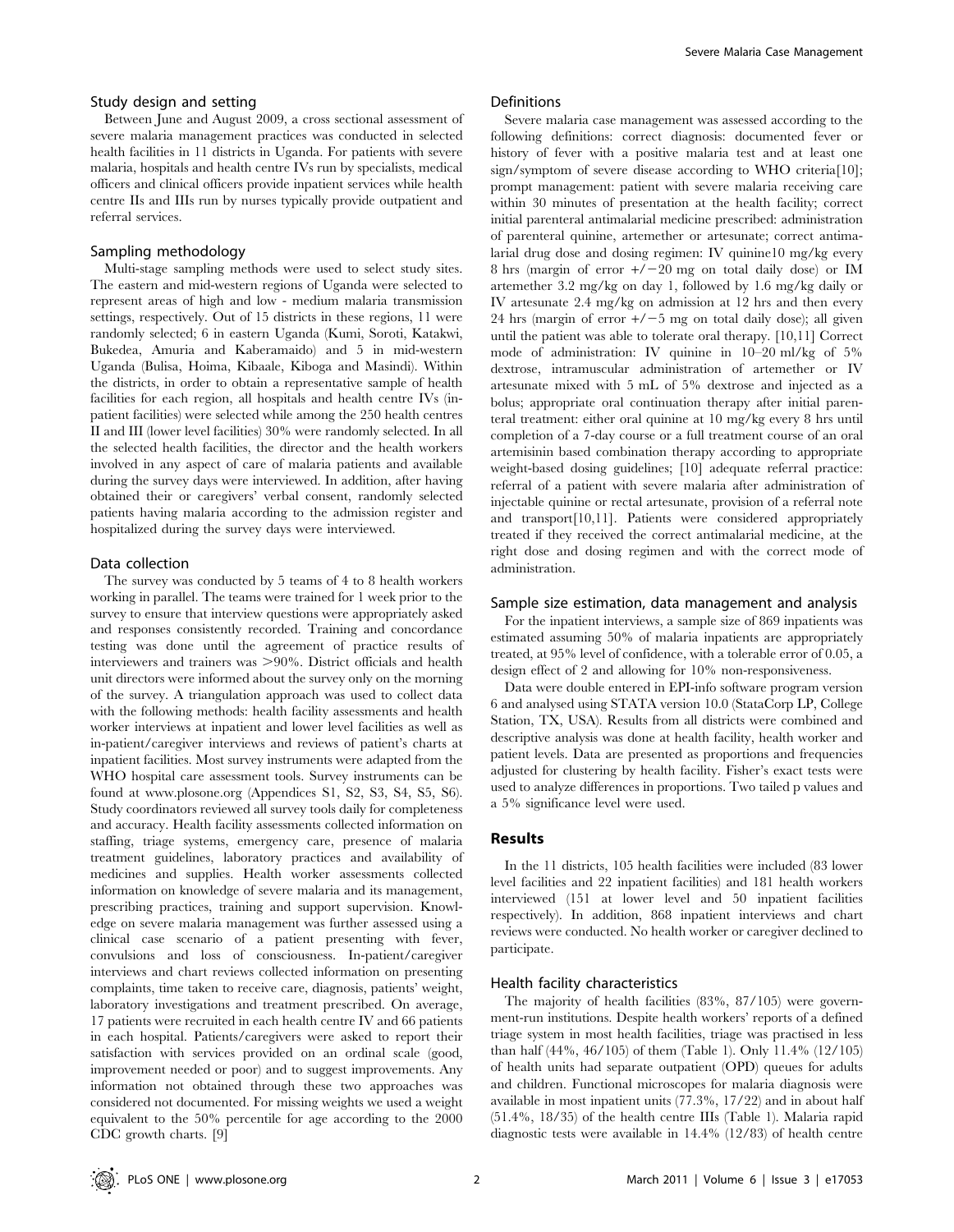### Study design and setting

Between June and August 2009, a cross sectional assessment of severe malaria management practices was conducted in selected health facilities in 11 districts in Uganda. For patients with severe malaria, hospitals and health centre IVs run by specialists, medical officers and clinical officers provide inpatient services while health centre IIs and IIIs run by nurses typically provide outpatient and referral services.

### Sampling methodology

Multi-stage sampling methods were used to select study sites. The eastern and mid-western regions of Uganda were selected to represent areas of high and low - medium malaria transmission settings, respectively. Out of 15 districts in these regions, 11 were randomly selected; 6 in eastern Uganda (Kumi, Soroti, Katakwi, Bukedea, Amuria and Kaberamaido) and 5 in mid-western Uganda (Bulisa, Hoima, Kibaale, Kiboga and Masindi). Within the districts, in order to obtain a representative sample of health facilities for each region, all hospitals and health centre IVs (in-patient facilities) were selected while among the 250 health centres II and III (lower level facilities) 30% were randomly selected. In all the selected health facilities, the director and the health workers involved in any aspect of care of malaria patients and available during the survey days were interviewed. In addition, after having obtained their or caregivers' verbal consent, randomly selected patients having malaria according to the admission register and hospitalized during the survey days were interviewed.

### Data collection

The survey was conducted by 5 teams of 4 to 8 health workers working in parallel. The teams were trained for 1 week prior to the survey to ensure that interview questions were appropriately asked and responses consistently recorded. Training and concordance testing was done until the agreement of practice results of interviewers and trainers was >90%. District officials and health unit directors were informed about the survey only on the morning of the survey. A triangulation approach was used to collect data with the following methods: health facility assessments and health worker interviews at inpatient and lower level facilities as well as in-patient/caregiver interviews and reviews of patient's charts at inpatient facilities. Most survey instruments were adapted from the WHO hospital care assessment tools. Survey instruments can be found at www.plosone.org (Appendices S1, S2, S3, S4, S5, S6). Study coordinators reviewed all survey tools daily for completeness and accuracy. Health facility assessments collected information on staffing, triage systems, emergency care, presence of malaria treatment guidelines, laboratory practices and availability of medicines and supplies. Health worker assessments collected information on knowledge of severe malaria and its management, prescribing practices, training and support supervision. Knowledge on severe malaria management was further assessed using a clinical case scenario of a patient presenting with fever, convulsions and loss of consciousness. In-patient/caregiver interviews and chart reviews collected information on presenting complaints, time taken to receive care, diagnosis, patients' weight, laboratory investigations and treatment prescribed. On average, 17 patients were recruited in each health centre IV and 66 patients in each hospital. Patients/caregivers were asked to report their satisfaction with services provided on an ordinal scale (good, improvement needed or poor) and to suggest improvements. Any information not obtained through these two approaches was considered not documented. For missing weights we used a weight equivalent to the 50% percentile for age according to the 2000 CDC growth charts. [9]

### Definitions

Severe malaria case management was assessed according to the following definitions: correct diagnosis: documented fever or history of fever with a positive malaria test and at least one sign/symptom of severe disease according to WHO criteria[10]; prompt management: patient with severe malaria receiving care within 30 minutes of presentation at the health facility; correct initial parenteral antimalarial medicine prescribed: administration of parenteral quinine, artemether or artesunate; correct antimalarial drug dose and dosing regimen: IV quinine10 mg/kg every 8 hrs (margin of error +/−20 mg on total daily dose) or IM artemether 3.2 mg/kg on day 1, followed by 1.6 mg/kg daily or IV artesunate 2.4 mg/kg on admission at 12 hrs and then every 24 hrs (margin of error +/−5 mg on total daily dose); all given until the patient was able to tolerate oral therapy. [10,11] Correct mode of administration: IV quinine in 10–20 ml/kg of 5% dextrose, intramuscular administration of artemether or IV artesunate mixed with 5 mL of 5% dextrose and injected as a bolus; appropriate oral continuation therapy after initial parenteral treatment: either oral quinine at 10 mg/kg every 8 hrs until completion of a 7-day course or a full treatment course of an oral artemisinin based combination therapy according to appropriate weight-based dosing guidelines; [10] adequate referral practice: referral of a patient with severe malaria after administration of injectable quinine or rectal artesunate, provision of a referral note and transport[10,11]. Patients were considered appropriately treated if they received the correct antimalarial medicine, at the right dose and dosing regimen and with the correct mode of administration.

### Sample size estimation, data management and analysis

For the inpatient interviews, a sample size of 869 inpatients was estimated assuming 50% of malaria inpatients are appropriately treated, at 95% level of confidence, with a tolerable error of 0.05, a design effect of 2 and allowing for 10% non-responsiveness.

Data were double entered in EPI-info software program version 6 and analysed using STATA version 10.0 (StataCorp LP, College Station, TX, USA). Results from all districts were combined and descriptive analysis was done at health facility, health worker and patient levels. Data are presented as proportions and frequencies adjusted for clustering by health facility. Fisher's exact tests were used to analyze differences in proportions. Two tailed p values and a 5% significance level were used.

## Results

In the 11 districts, 105 health facilities were included (83 lower level facilities and 22 inpatient facilities) and 181 health workers interviewed (151 at lower level and 50 inpatient facilities respectively). In addition, 868 inpatient interviews and chart reviews were conducted. No health worker or caregiver declined to participate.

### Health facility characteristics

The majority of health facilities (83%, 87/105) were government-run institutions. Despite health workers' reports of a defined triage system in most health facilities, triage was practised in less than half (44%, 46/105) of them (Table 1). Only 11.4% (12/105) of health units had separate outpatient (OPD) queues for adults and children. Functional microscopes for malaria diagnosis were available in most inpatient units (77.3%, 17/22) and in about half (51.4%, 18/35) of the health centre IIIs (Table 1). Malaria rapid diagnostic tests were available in 14.4% (12/83) of health centre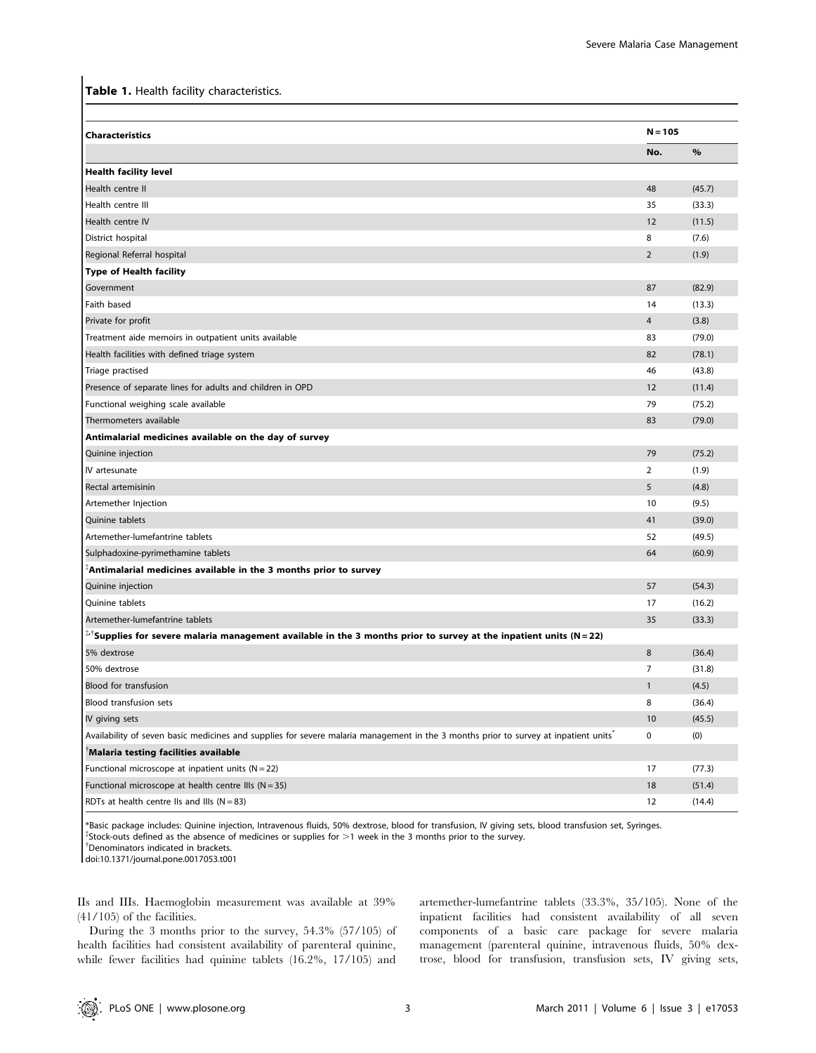**Table 1.** Health facility characteristics.

| Characteristics | N = 105 | |
|---|---|---|
| | No. | % |
| **Health facility level** | | |
| Health centre II | 48 | (45.7) |
| Health centre III | 35 | (33.3) |
| Health centre IV | 12 | (11.5) |
| District hospital | 8 | (7.6) |
| Regional Referral hospital | 2 | (1.9) |
| **Type of Health facility** | | |
| Government | 87 | (82.9) |
| Faith based | 14 | (13.3) |
| Private for profit | 4 | (3.8) |
| Treatment aide memoirs in outpatient units available | 83 | (79.0) |
| Health facilities with defined triage system | 82 | (78.1) |
| Triage practised | 46 | (43.8) |
| Presence of separate lines for adults and children in OPD | 12 | (11.4) |
| Functional weighing scale available | 79 | (75.2) |
| Thermometers available | 83 | (79.0) |
| **Antimalarial medicines available on the day of survey** | | |
| Quinine injection | 79 | (75.2) |
| IV artesunate | 2 | (1.9) |
| Rectal artemisinin | 5 | (4.8) |
| Artemether Injection | 10 | (9.5) |
| Quinine tablets | 41 | (39.0) |
| Artemether-lumefantrine tablets | 52 | (49.5) |
| Sulphadoxine-pyrimethamine tablets | 64 | (60.9) |
| ‡**Antimalarial medicines available in the 3 months prior to survey** | | |
| Quinine injection | 57 | (54.3) |
| Quinine tablets | 17 | (16.2) |
| Artemether-lumefantrine tablets | 35 | (33.3) |
| ‡,†**Supplies for severe malaria management available in the 3 months prior to survey at the inpatient units (N = 22)** | | |
| 5% dextrose | 8 | (36.4) |
| 50% dextrose | 7 | (31.8) |
| Blood for transfusion | 1 | (4.5) |
| Blood transfusion sets | 8 | (36.4) |
| IV giving sets | 10 | (45.5) |
| Availability of seven basic medicines and supplies for severe malaria management in the 3 months prior to survey at inpatient units* | 0 | (0) |
| †**Malaria testing facilities available** | | |
| Functional microscope at inpatient units (N = 22) | 17 | (77.3) |
| Functional microscope at health centre IIIs (N = 35) | 18 | (51.4) |
| RDTs at health centre IIs and IIIs (N = 83) | 12 | (14.4) |

*Basic package includes: Quinine injection, Intravenous fluids, 50% dextrose, blood for transfusion, IV giving sets, blood transfusion set, Syringes.
‡Stock-outs defined as the absence of medicines or supplies for >1 week in the 3 months prior to the survey.
†Denominators indicated in brackets.
doi:10.1371/journal.pone.0017053.t001

IIs and IIIs. Haemoglobin measurement was available at 39% (41/105) of the facilities.

During the 3 months prior to the survey, 54.3% (57/105) of health facilities had consistent availability of parenteral quinine, while fewer facilities had quinine tablets (16.2%, 17/105) and artemether-lumefantrine tablets (33.3%, 35/105). None of the inpatient facilities had consistent availability of all seven components of a basic care package for severe malaria management (parenteral quinine, intravenous fluids, 50% dextrose, blood for transfusion, transfusion sets, IV giving sets,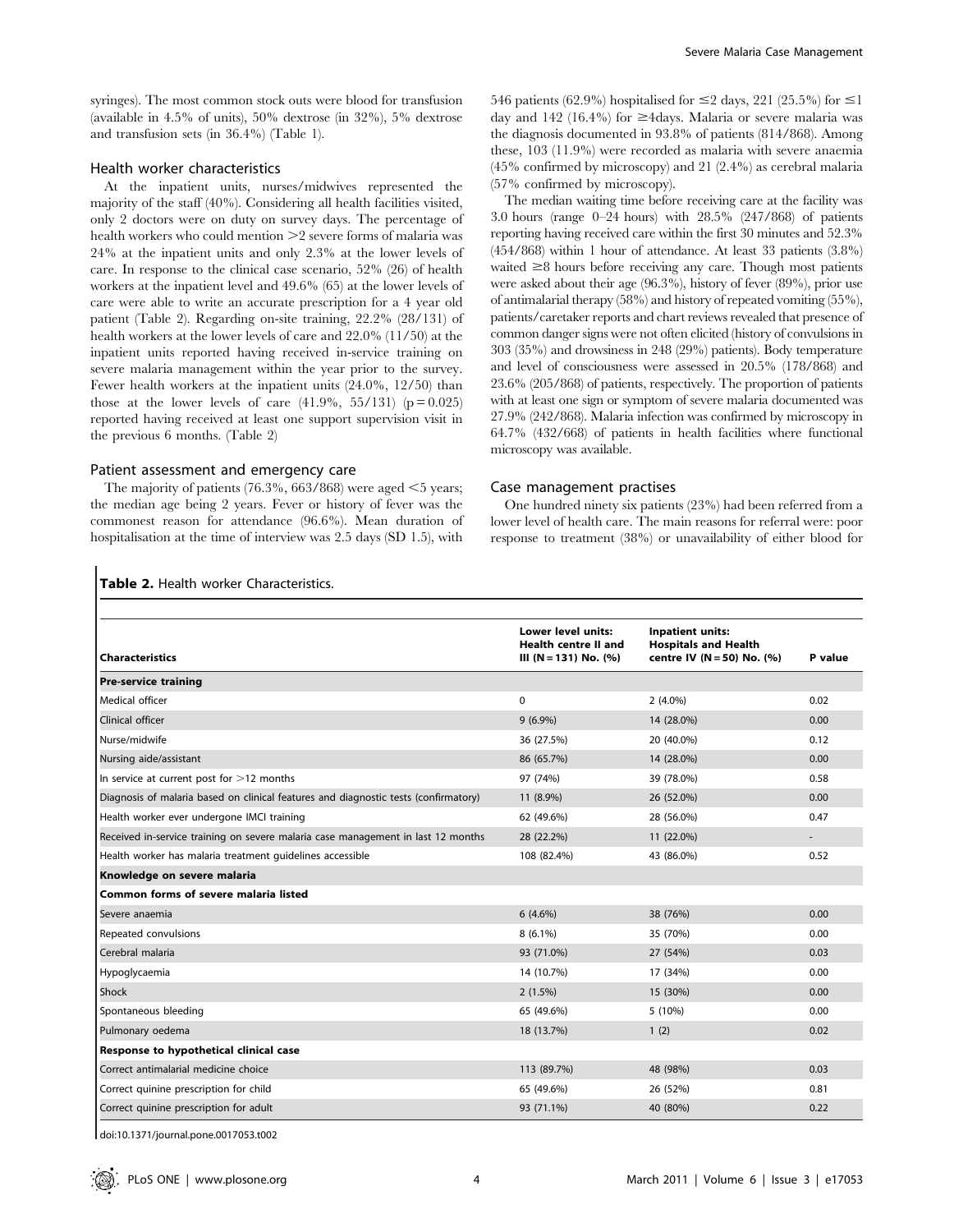syringes). The most common stock outs were blood for transfusion (available in 4.5% of units), 50% dextrose (in 32%), 5% dextrose and transfusion sets (in 36.4%) (Table 1).

### Health worker characteristics

At the inpatient units, nurses/midwives represented the majority of the staff (40%). Considering all health facilities visited, only 2 doctors were on duty on survey days. The percentage of health workers who could mention >2 severe forms of malaria was 24% at the inpatient units and only 2.3% at the lower levels of care. In response to the clinical case scenario, 52% (26) of health workers at the inpatient level and 49.6% (65) at the lower levels of care were able to write an accurate prescription for a 4 year old patient (Table 2). Regarding on-site training, 22.2% (28/131) of health workers at the lower levels of care and 22.0% (11/50) at the inpatient units reported having received in-service training on severe malaria management within the year prior to the survey. Fewer health workers at the inpatient units (24.0%, 12/50) than those at the lower levels of care (41.9%, 55/131) ($p = 0.025$) reported having received at least one support supervision visit in the previous 6 months. (Table 2)

### Patient assessment and emergency care

The majority of patients (76.3%, 663/868) were aged <5 years; the median age being 2 years. Fever or history of fever was the commonest reason for attendance (96.6%). Mean duration of hospitalisation at the time of interview was 2.5 days (SD 1.5), with 546 patients (62.9%) hospitalised for ≤2 days, 221 (25.5%) for ≤1 day and 142 (16.4%) for ≥4days. Malaria or severe malaria was the diagnosis documented in 93.8% of patients (814/868). Among these, 103 (11.9%) were recorded as malaria with severe anaemia (45% confirmed by microscopy) and 21 (2.4%) as cerebral malaria (57% confirmed by microscopy).

The median waiting time before receiving care at the facility was 3.0 hours (range 0–24 hours) with 28.5% (247/868) of patients reporting having received care within the first 30 minutes and 52.3% (454/868) within 1 hour of attendance. At least 33 patients (3.8%) waited ≥8 hours before receiving any care. Though most patients were asked about their age (96.3%), history of fever (89%), prior use of antimalarial therapy (58%) and history of repeated vomiting (55%), patients/caretaker reports and chart reviews revealed that presence of common danger signs were not often elicited (history of convulsions in 303 (35%) and drowsiness in 248 (29%) patients). Body temperature and level of consciousness were assessed in 20.5% (178/868) and 23.6% (205/868) of patients, respectively. The proportion of patients with at least one sign or symptom of severe malaria documented was 27.9% (242/868). Malaria infection was confirmed by microscopy in 64.7% (432/668) of patients in health facilities where functional microscopy was available.

### Case management practises

One hundred ninety six patients (23%) had been referred from a lower level of health care. The main reasons for referral were: poor response to treatment (38%) or unavailability of either blood for

**Table 2.** Health worker Characteristics.

| Characteristics | Lower level units: Health centre II and III (N = 131) No. (%) | Inpatient units: Hospitals and Health centre IV (N = 50) No. (%) | P value |
|---|---|---|---|
| **Pre-service training** | | | |
| Medical officer | 0 | 2 (4.0%) | 0.02 |
| Clinical officer | 9 (6.9%) | 14 (28.0%) | 0.00 |
| Nurse/midwife | 36 (27.5%) | 20 (40.0%) | 0.12 |
| Nursing aide/assistant | 86 (65.7%) | 14 (28.0%) | 0.00 |
| In service at current post for >12 months | 97 (74%) | 39 (78.0%) | 0.58 |
| Diagnosis of malaria based on clinical features and diagnostic tests (confirmatory) | 11 (8.9%) | 26 (52.0%) | 0.00 |
| Health worker ever undergone IMCI training | 62 (49.6%) | 28 (56.0%) | 0.47 |
| Received in-service training on severe malaria case management in last 12 months | 28 (22.2%) | 11 (22.0%) | - |
| Health worker has malaria treatment guidelines accessible | 108 (82.4%) | 43 (86.0%) | 0.52 |
| **Knowledge on severe malaria** | | | |
| **Common forms of severe malaria listed** | | | |
| Severe anaemia | 6 (4.6%) | 38 (76%) | 0.00 |
| Repeated convulsions | 8 (6.1%) | 35 (70%) | 0.00 |
| Cerebral malaria | 93 (71.0%) | 27 (54%) | 0.03 |
| Hypoglycaemia | 14 (10.7%) | 17 (34%) | 0.00 |
| Shock | 2 (1.5%) | 15 (30%) | 0.00 |
| Spontaneous bleeding | 65 (49.6%) | 5 (10%) | 0.00 |
| Pulmonary oedema | 18 (13.7%) | 1 (2) | 0.02 |
| **Response to hypothetical clinical case** | | | |
| Correct antimalarial medicine choice | 113 (89.7%) | 48 (98%) | 0.03 |
| Correct quinine prescription for child | 65 (49.6%) | 26 (52%) | 0.81 |
| Correct quinine prescription for adult | 93 (71.1%) | 40 (80%) | 0.22 |

doi:10.1371/journal.pone.0017053.t002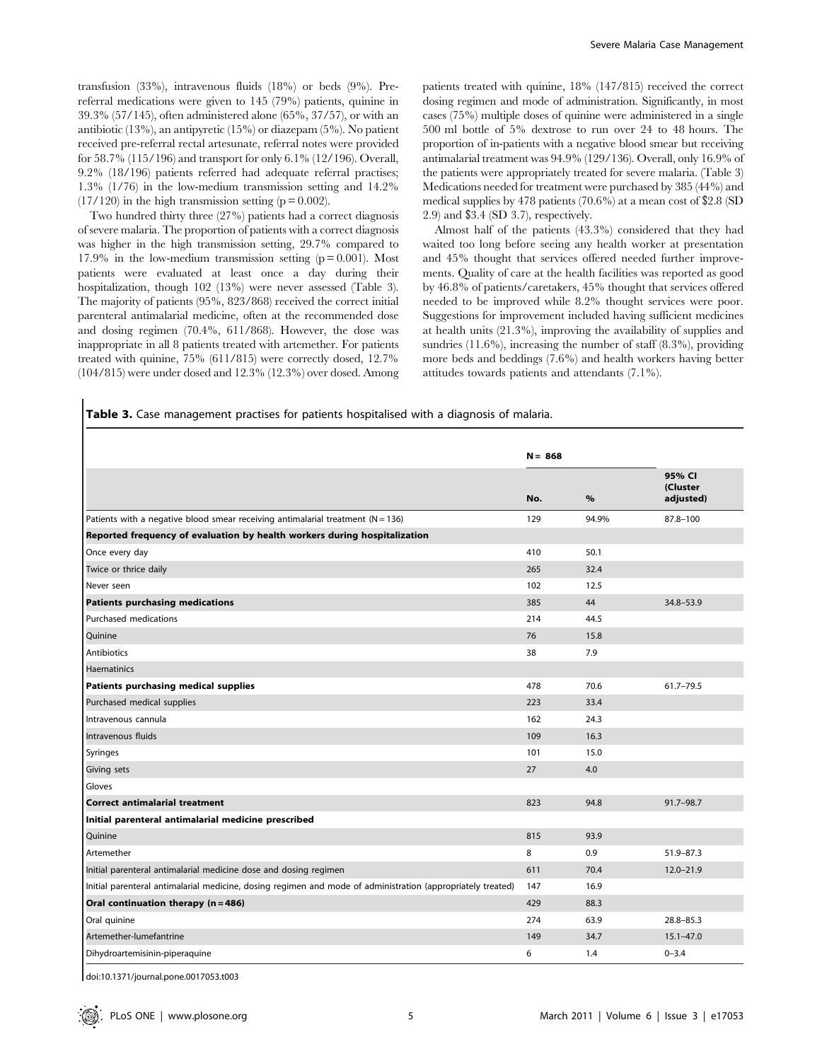transfusion (33%), intravenous fluids (18%) or beds (9%). Pre-referral medications were given to 145 (79%) patients, quinine in 39.3% (57/145), often administered alone (65%, 37/57), or with an antibiotic (13%), an antipyretic (15%) or diazepam (5%). No patient received pre-referral rectal artesunate, referral notes were provided for 58.7% (115/196) and transport for only 6.1% (12/196). Overall, 9.2% (18/196) patients referred had adequate referral practises; 1.3% (1/76) in the low-medium transmission setting and 14.2% (17/120) in the high transmission setting (p = 0.002).

Two hundred thirty three (27%) patients had a correct diagnosis of severe malaria. The proportion of patients with a correct diagnosis was higher in the high transmission setting, 29.7% compared to 17.9% in the low-medium transmission setting (p = 0.001). Most patients were evaluated at least once a day during their hospitalization, though 102 (13%) were never assessed (Table 3). The majority of patients (95%, 823/868) received the correct initial parenteral antimalarial medicine, often at the recommended dose and dosing regimen (70.4%, 611/868). However, the dose was inappropriate in all 8 patients treated with artemether. For patients treated with quinine, 75% (611/815) were correctly dosed, 12.7% (104/815) were under dosed and 12.3% (12.3%) over dosed. Among patients treated with quinine, 18% (147/815) received the correct dosing regimen and mode of administration. Significantly, in most cases (75%) multiple doses of quinine were administered in a single 500 ml bottle of 5% dextrose to run over 24 to 48 hours. The proportion of in-patients with a negative blood smear but receiving antimalarial treatment was 94.9% (129/136). Overall, only 16.9% of the patients were appropriately treated for severe malaria. (Table 3) Medications needed for treatment were purchased by 385 (44%) and medical supplies by 478 patients (70.6%) at a mean cost of $2.8 (SD 2.9) and $3.4 (SD 3.7), respectively.

Almost half of the patients (43.3%) considered that they had waited too long before seeing any health worker at presentation and 45% thought that services offered needed further improvements. Quality of care at the health facilities was reported as good by 46.8% of patients/caretakers, 45% thought that services offered needed to be improved while 8.2% thought services were poor. Suggestions for improvement included having sufficient medicines at health units (21.3%), improving the availability of supplies and sundries (11.6%), increasing the number of staff (8.3%), providing more beds and beddings (7.6%) and health workers having better attitudes towards patients and attendants (7.1%).

**Table 3.** Case management practises for patients hospitalised with a diagnosis of malaria.

| | N = 868 | | |
|---|---|---|---|
| | No. | % | 95% CI (Cluster adjusted) |
| Patients with a negative blood smear receiving antimalarial treatment (N = 136) | 129 | 94.9% | 87.8–100 |
| **Reported frequency of evaluation by health workers during hospitalization** | | | |
| Once every day | 410 | 50.1 | |
| Twice or thrice daily | 265 | 32.4 | |
| Never seen | 102 | 12.5 | |
| **Patients purchasing medications** | 385 | 44 | 34.8–53.9 |
| Purchased medications | 214 | 44.5 | |
| Quinine | 76 | 15.8 | |
| Antibiotics | 38 | 7.9 | |
| Haematinics | | | |
| **Patients purchasing medical supplies** | 478 | 70.6 | 61.7–79.5 |
| Purchased medical supplies | 223 | 33.4 | |
| Intravenous cannula | 162 | 24.3 | |
| Intravenous fluids | 109 | 16.3 | |
| Syringes | 101 | 15.0 | |
| Giving sets | 27 | 4.0 | |
| Gloves | | | |
| **Correct antimalarial treatment** | 823 | 94.8 | 91.7–98.7 |
| **Initial parenteral antimalarial medicine prescribed** | | | |
| Quinine | 815 | 93.9 | |
| Artemether | 8 | 0.9 | 51.9–87.3 |
| Initial parenteral antimalarial medicine dose and dosing regimen | 611 | 70.4 | 12.0–21.9 |
| Initial parenteral antimalarial medicine, dosing regimen and mode of administration (appropriately treated) | 147 | 16.9 | |
| **Oral continuation therapy (n = 486)** | 429 | 88.3 | |
| Oral quinine | 274 | 63.9 | 28.8–85.3 |
| Artemether-lumefantrine | 149 | 34.7 | 15.1–47.0 |
| Dihydroartemisinin-piperaquine | 6 | 1.4 | 0–3.4 |

doi:10.1371/journal.pone.0017053.t003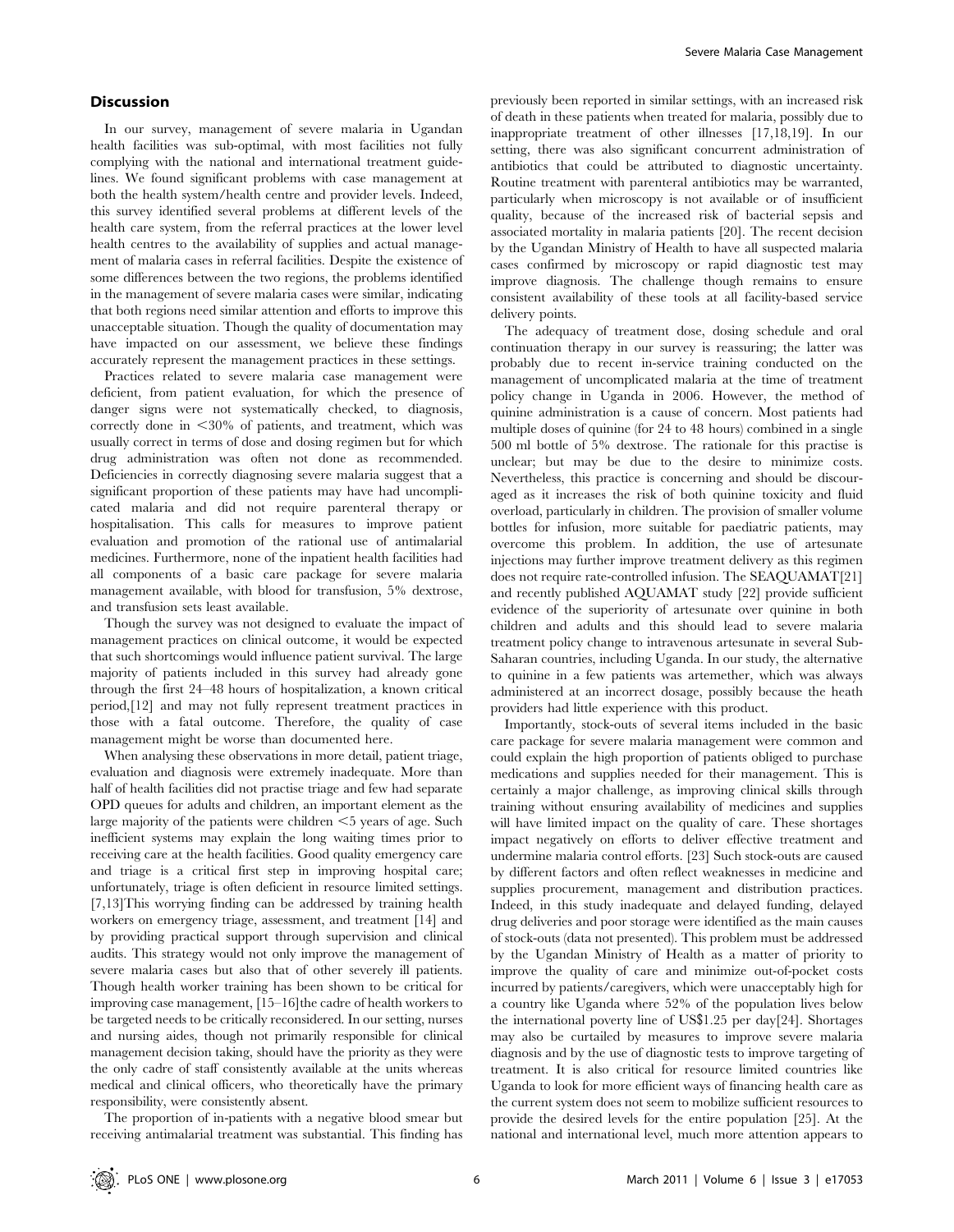## Discussion

In our survey, management of severe malaria in Ugandan health facilities was sub-optimal, with most facilities not fully complying with the national and international treatment guidelines. We found significant problems with case management at both the health system/health centre and provider levels. Indeed, this survey identified several problems at different levels of the health care system, from the referral practices at the lower level health centres to the availability of supplies and actual management of malaria cases in referral facilities. Despite the existence of some differences between the two regions, the problems identified in the management of severe malaria cases were similar, indicating that both regions need similar attention and efforts to improve this unacceptable situation. Though the quality of documentation may have impacted on our assessment, we believe these findings accurately represent the management practices in these settings.

Practices related to severe malaria case management were deficient, from patient evaluation, for which the presence of danger signs were not systematically checked, to diagnosis, correctly done in <30% of patients, and treatment, which was usually correct in terms of dose and dosing regimen but for which drug administration was often not done as recommended. Deficiencies in correctly diagnosing severe malaria suggest that a significant proportion of these patients may have had uncomplicated malaria and did not require parenteral therapy or hospitalisation. This calls for measures to improve patient evaluation and promotion of the rational use of antimalarial medicines. Furthermore, none of the inpatient health facilities had all components of a basic care package for severe malaria management available, with blood for transfusion, 5% dextrose, and transfusion sets least available.

Though the survey was not designed to evaluate the impact of management practices on clinical outcome, it would be expected that such shortcomings would influence patient survival. The large majority of patients included in this survey had already gone through the first 24–48 hours of hospitalization, a known critical period,[12] and may not fully represent treatment practices in those with a fatal outcome. Therefore, the quality of case management might be worse than documented here.

When analysing these observations in more detail, patient triage, evaluation and diagnosis were extremely inadequate. More than half of health facilities did not practise triage and few had separate OPD queues for adults and children, an important element as the large majority of the patients were children <5 years of age. Such inefficient systems may explain the long waiting times prior to receiving care at the health facilities. Good quality emergency care and triage is a critical first step in improving hospital care; unfortunately, triage is often deficient in resource limited settings. [7,13]This worrying finding can be addressed by training health workers on emergency triage, assessment, and treatment [14] and by providing practical support through supervision and clinical audits. This strategy would not only improve the management of severe malaria cases but also that of other severely ill patients. Though health worker training has been shown to be critical for improving case management, [15–16]the cadre of health workers to be targeted needs to be critically reconsidered. In our setting, nurses and nursing aides, though not primarily responsible for clinical management decision taking, should have the priority as they were the only cadre of staff consistently available at the units whereas medical and clinical officers, who theoretically have the primary responsibility, were consistently absent.

The proportion of in-patients with a negative blood smear but receiving antimalarial treatment was substantial. This finding has previously been reported in similar settings, with an increased risk of death in these patients when treated for malaria, possibly due to inappropriate treatment of other illnesses [17,18,19]. In our setting, there was also significant concurrent administration of antibiotics that could be attributed to diagnostic uncertainty. Routine treatment with parenteral antibiotics may be warranted, particularly when microscopy is not available or of insufficient quality, because of the increased risk of bacterial sepsis and associated mortality in malaria patients [20]. The recent decision by the Ugandan Ministry of Health to have all suspected malaria cases confirmed by microscopy or rapid diagnostic test may improve diagnosis. The challenge though remains to ensure consistent availability of these tools at all facility-based service delivery points.

The adequacy of treatment dose, dosing schedule and oral continuation therapy in our survey is reassuring; the latter was probably due to recent in-service training conducted on the management of uncomplicated malaria at the time of treatment policy change in Uganda in 2006. However, the method of quinine administration is a cause of concern. Most patients had multiple doses of quinine (for 24 to 48 hours) combined in a single 500 ml bottle of 5% dextrose. The rationale for this practise is unclear; but may be due to the desire to minimize costs. Nevertheless, this practice is concerning and should be discouraged as it increases the risk of both quinine toxicity and fluid overload, particularly in children. The provision of smaller volume bottles for infusion, more suitable for paediatric patients, may overcome this problem. In addition, the use of artesunate injections may further improve treatment delivery as this regimen does not require rate-controlled infusion. The SEAQUAMAT[21] and recently published AQUAMAT study [22] provide sufficient evidence of the superiority of artesunate over quinine in both children and adults and this should lead to severe malaria treatment policy change to intravenous artesunate in several Sub-Saharan countries, including Uganda. In our study, the alternative to quinine in a few patients was artemether, which was always administered at an incorrect dosage, possibly because the heath providers had little experience with this product.

Importantly, stock-outs of several items included in the basic care package for severe malaria management were common and could explain the high proportion of patients obliged to purchase medications and supplies needed for their management. This is certainly a major challenge, as improving clinical skills through training without ensuring availability of medicines and supplies will have limited impact on the quality of care. These shortages impact negatively on efforts to deliver effective treatment and undermine malaria control efforts. [23] Such stock-outs are caused by different factors and often reflect weaknesses in medicine and supplies procurement, management and distribution practices. Indeed, in this study inadequate and delayed funding, delayed drug deliveries and poor storage were identified as the main causes of stock-outs (data not presented). This problem must be addressed by the Ugandan Ministry of Health as a matter of priority to improve the quality of care and minimize out-of-pocket costs incurred by patients/caregivers, which were unacceptably high for a country like Uganda where 52% of the population lives below the international poverty line of US$1.25 per day[24]. Shortages may also be curtailed by measures to improve severe malaria diagnosis and by the use of diagnostic tests to improve targeting of treatment. It is also critical for resource limited countries like Uganda to look for more efficient ways of financing health care as the current system does not seem to mobilize sufficient resources to provide the desired levels for the entire population [25]. At the national and international level, much more attention appears to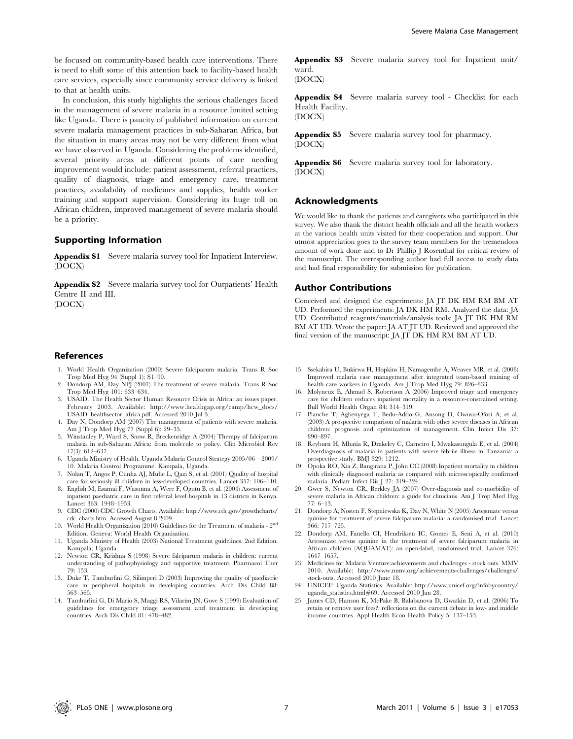be focused on community-based health care interventions. There is need to shift some of this attention back to facility-based health care services, especially since community service delivery is linked to that at health units.

In conclusion, this study highlights the serious challenges faced in the management of severe malaria in a resource limited setting like Uganda. There is paucity of published information on current severe malaria management practices in sub-Saharan Africa, but the situation in many areas may not be very different from what we have observed in Uganda. Considering the problems identified, several priority areas at different points of care needing improvement would include: patient assessment, referral practices, quality of diagnosis, triage and emergency care, treatment practices, availability of medicines and supplies, health worker training and support supervision. Considering its huge toll on African children, improved management of severe malaria should be a priority.

## Supporting Information

**Appendix S1** Severe malaria survey tool for Inpatient Interview. (DOCX)

**Appendix S2** Severe malaria survey tool for Outpatients' Health Centre II and III. (DOCX)

**Appendix S3** Severe malaria survey tool for Inpatient unit/ ward. (DOCX)

**Appendix S4** Severe malaria survey tool - Checklist for each Health Facility. (DOCX)

**Appendix S5** Severe malaria survey tool for pharmacy. (DOCX)

**Appendix S6** Severe malaria survey tool for laboratory. (DOCX)

## Acknowledgments

We would like to thank the patients and caregivers who participated in this survey. We also thank the district health officials and all the health workers at the various health units visited for their cooperation and support. Our utmost appreciation goes to the survey team members for the tremendous amount of work done and to Dr Phillip J Rosenthal for critical review of the manuscript. The corresponding author had full access to study data and had final responsibility for submission for publication.

## Author Contributions

Conceived and designed the experiments: JA JT DK HM RM BM AT UD. Performed the experiments: JA DK HM RM. Analyzed the data: JA UD. Contributed reagents/materials/analysis tools: JA JT DK HM RM BM AT UD. Wrote the paper: JA AT JT UD. Reviewed and approved the final version of the manuscript: JA JT DK HM RM BM AT UD.

## References

1. World Health Organization (2000) Severe falciparum malaria. Trans R Soc Trop Med Hyg 94 (Suppl 1): S1–90.
2. Dondorp AM, Day NPJ (2007) The treatment of severe malaria. Trans R Soc Trop Med Hyg 101: 633–634.
3. USAID. The Health Sector Human Resource Crisis in Africa: an issues paper. February 2003. Available: http://www.healthgap.org/camp/hcw_docs/USAID_healthsector_africa.pdf. Accessed 2010 Jul 5.
4. Day N, Dondorp AM (2007) The management of patients with severe malaria. Am J Trop Med Hyg 77 (Suppl 6): 29–35.
5. Winstanley P, Ward S, Snow R, Breckenridge A (2004) Therapy of falciparum malaria in sub-Saharan Africa: from molecule to policy. Clin Microbiol Rev 17(3): 612–637.
6. Uganda Ministry of Health. Uganda Malaria Control Strategy 2005/06 – 2009/10. Malaria Control Programme. Kampala, Uganda.
7. Nolan T, Angos P, Cunha AJ, Muhe L, Qazi S, et al. (2001) Quality of hospital care for seriously ill children in less-developed countries. Lancet 357: 106–110.
8. English M, Esamai F, Wasunna A, Were F, Ogutu B, et al. (2004) Assessment of inpatient paediatric care in first referral level hospitals in 13 districts in Kenya. Lancet 363: 1948–1953.
9. CDC (2000) CDC Growth Charts. Available: http://www.cdc.gov/growthcharts/cdc_charts.htm. Accessed August 8 2009.
10. World Health Organization (2010) Guidelines for the Treatment of malaria - 2nd Edition. Geneva: World Health Organisation.
11. Uganda Ministry of Health (2003) National Treatment guidelines. 2nd Edition. Kampala, Uganda.
12. Newton CR, Krishna S (1998) Severe falciparum malaria in children: current understanding of pathophysiology and supportive treatment. Pharmacol Ther 79: 153.
13. Duke T, Tamburlini G, Silimperi D (2003) Improving the quality of paediatric care in peripheral hospitals in developing countries. Arch Dis Child 88: 563–565.
14. Tamburlini G, Di Mario S, Maggi RS, Vilarim JN, Gove S (1999) Evaluation of guidelines for emergency triage assessment and treatment in developing countries. Arch Dis Child 81: 478–482.
15. Ssekabira U, Bukirwa H, Hopkins H, Namagembe A, Weaver MR, et al. (2008) Improved malaria case management after integrated team-based training of health care workers in Uganda. Am J Trop Med Hyg 79: 826–833.
16. Molyneux E, Ahmad S, Robertson A (2006) Improved triage and emergency care for children reduces inpatient mortality in a resource-constrained setting. Bull World Health Organ 84: 314–319.
17. Planche T, Agbenyega T, Bedu-Addo G, Ansong D, Owusu-Ofori A, et al. (2003) A prospective comparison of malaria with other severe diseases in African children: prognosis and optimization of management. Clin Infect Dis 37: 890–897.
18. Reyburn H, Mbatia R, Drakeley C, Carneiro I, Mwakasungula E, et al. (2004) Overdiagnosis of malaria in patients with severe febrile illness in Tanzania: a prospective study. BMJ 329: 1212.
19. Opoka RO, Xia Z, Bangirana P, John CC (2008) Inpatient mortality in children with clinically diagnosed malaria as compared with microscopically confirmed malaria. Pediatr Infect Dis J 27: 319–324.
20. Gwer S, Newton CR, Berkley JA (2007) Over-diagnosis and co-morbidity of severe malaria in African children: a guide for clinicians. Am J Trop Med Hyg 77: 6–13.
21. Dondorp A, Nosten F, Stepniewska K, Day N, White N (2005) Artesunate versus quinine for treatment of severe falciparum malaria: a randomised trial. Lancet 366: 717–725.
22. Dondorp AM, Fanello CI, Hendriksen IC, Gomes E, Seni A, et al. (2010) Artesunate versus quinine in the treatment of severe falciparum malaria in African children (AQUAMAT): an open-label, randomised trial. Lancet 376: 1647–1657.
23. Medicines for Malaria Venture:achievements and challenges - stock outs. MMV 2010. Available: http://www.mmv.org/achievements-challenges/challenges/stock-outs. Accessed 2010 June 18.
24. UNICEF: Uganda Statistics. Available: http://www.unicef.org/infobycountry/uganda_statistics.html#69. Accessed 2010 Jan 28.
25. James CD, Hanson K, McPake B, Balabanova D, Gwatkin D, et al. (2006) To retain or remove user fees?: reflections on the current debate in low- and middle income countries. Appl Health Econ Health Policy 5: 137–153.